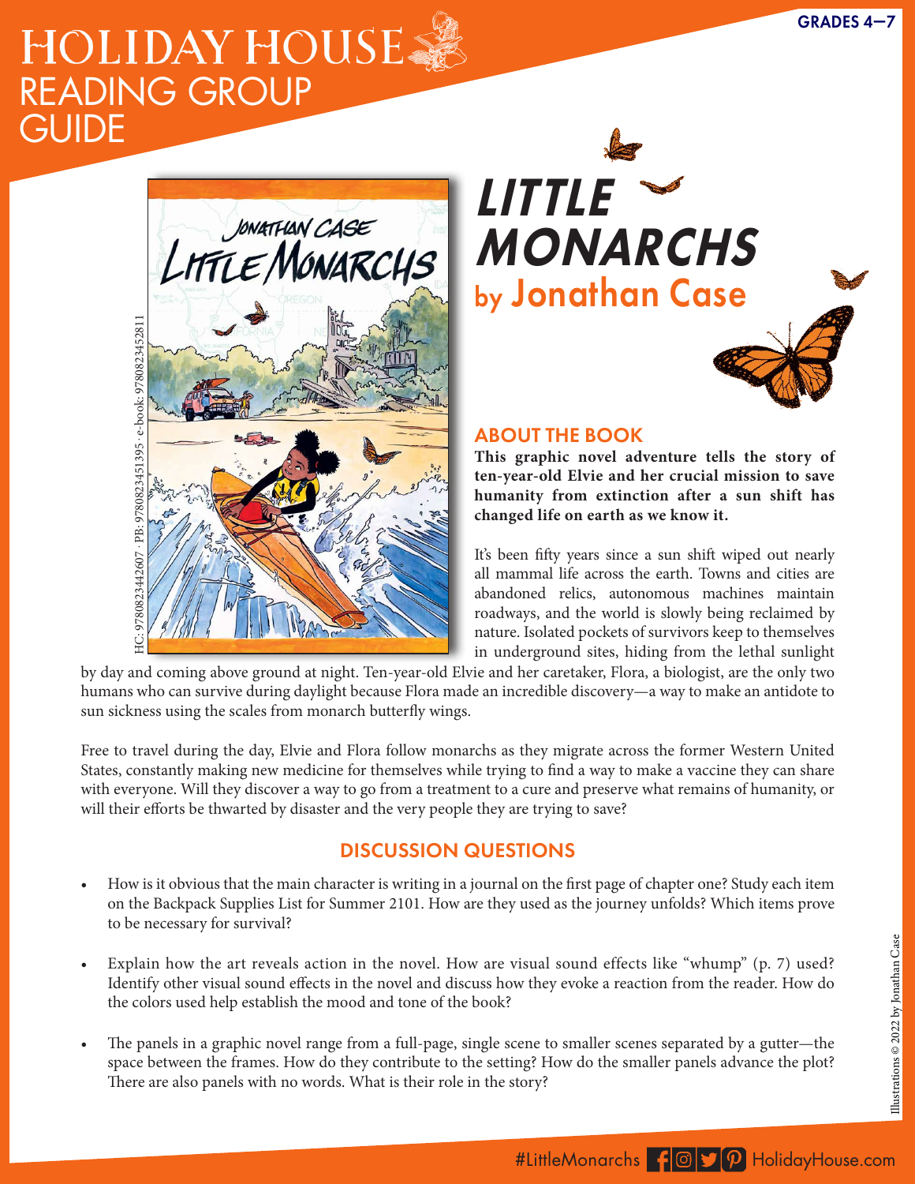# HOLIDAY HOUSE READING GROUP GUIDE

GRADES 4–7

HC: 9780823442607 · PB: 9780823451395 · e-book: 9780823452811

# *LITTLE MONARCHS* by Jonathan Case

## ABOUT THE BOOK

**This graphic novel adventure tells the story of ten-year-old Elvie and her crucial mission to save humanity from extinction after a sun shift has changed life on earth as we know it.**

It's been fifty years since a sun shift wiped out nearly all mammal life across the earth. Towns and cities are abandoned relics, autonomous machines maintain roadways, and the world is slowly being reclaimed by nature. Isolated pockets of survivors keep to themselves in underground sites, hiding from the lethal sunlight by day and coming above ground at night. Ten-year-old Elvie and her caretaker, Flora, a biologist, are the only two humans who can survive during daylight because Flora made an incredible discovery—a way to make an antidote to sun sickness using the scales from monarch butterfly wings.

Free to travel during the day, Elvie and Flora follow monarchs as they migrate across the former Western United States, constantly making new medicine for themselves while trying to find a way to make a vaccine they can share with everyone. Will they discover a way to go from a treatment to a cure and preserve what remains of humanity, or will their efforts be thwarted by disaster and the very people they are trying to save?

## DISCUSSION QUESTIONS

- How is it obvious that the main character is writing in a journal on the first page of chapter one? Study each item on the Backpack Supplies List for Summer 2101. How are they used as the journey unfolds? Which items prove to be necessary for survival?
- Explain how the art reveals action in the novel. How are visual sound effects like "whump" (p. 7) used? Identify other visual sound effects in the novel and discuss how they evoke a reaction from the reader. How do the colors used help establish the mood and tone of the book?
- The panels in a graphic novel range from a full-page, single scene to smaller scenes separated by a gutter—the space between the frames. How do they contribute to the setting? How do the smaller panels advance the plot? There are also panels with no words. What is their role in the story?

Illustrations © 2022 by Jonathan Case

#LittleMonarchs HolidayHouse.com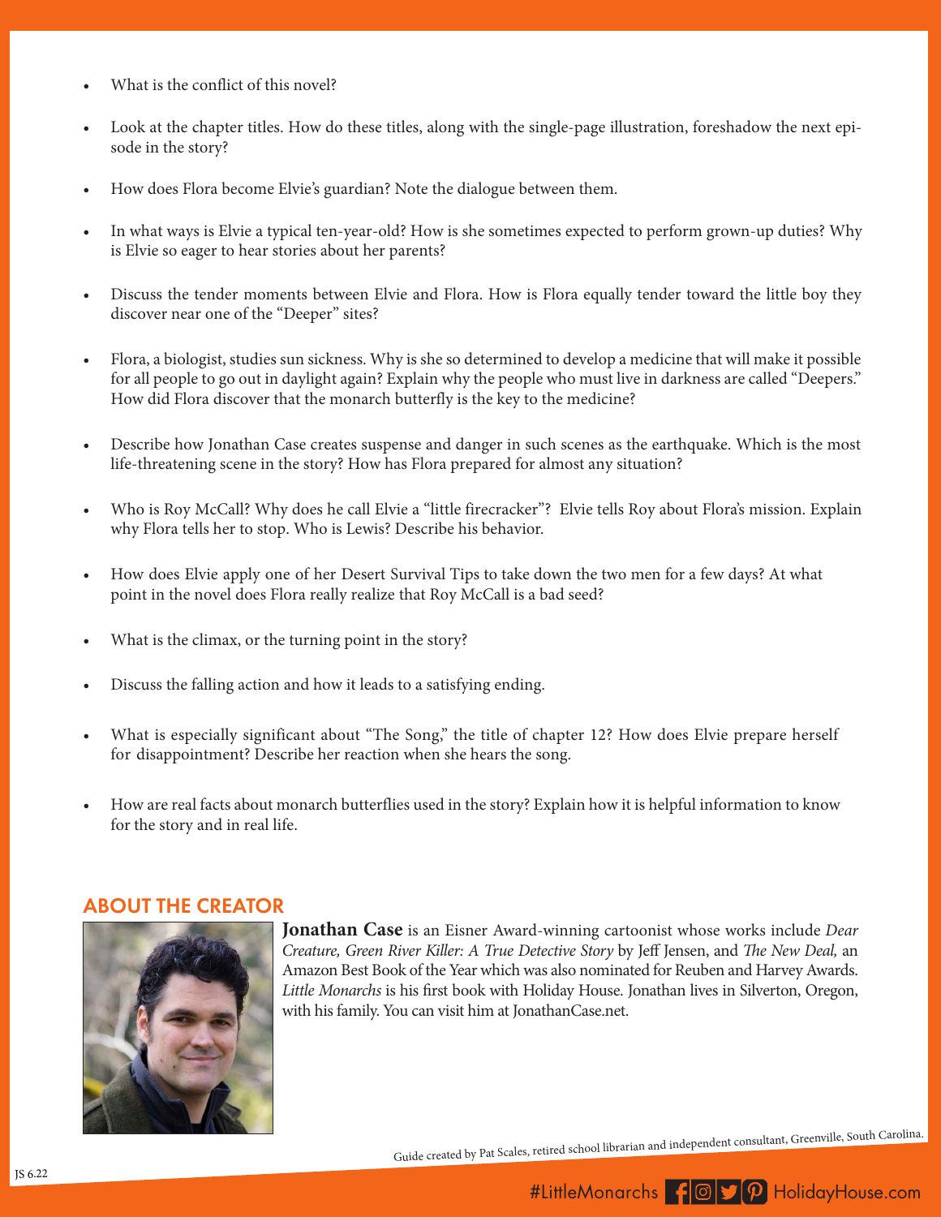- What is the conflict of this novel?
- Look at the chapter titles. How do these titles, along with the single-page illustration, foreshadow the next episode in the story?
- How does Flora become Elvie's guardian? Note the dialogue between them.
- In what ways is Elvie a typical ten-year-old? How is she sometimes expected to perform grown-up duties? Why is Elvie so eager to hear stories about her parents?
- Discuss the tender moments between Elvie and Flora. How is Flora equally tender toward the little boy they discover near one of the "Deeper" sites?
- Flora, a biologist, studies sun sickness. Why is she so determined to develop a medicine that will make it possible for all people to go out in daylight again? Explain why the people who must live in darkness are called "Deepers." How did Flora discover that the monarch butterfly is the key to the medicine?
- Describe how Jonathan Case creates suspense and danger in such scenes as the earthquake. Which is the most life-threatening scene in the story? How has Flora prepared for almost any situation?
- Who is Roy McCall? Why does he call Elvie a "little firecracker"? Elvie tells Roy about Flora's mission. Explain why Flora tells her to stop. Who is Lewis? Describe his behavior.
- How does Elvie apply one of her Desert Survival Tips to take down the two men for a few days? At what point in the novel does Flora really realize that Roy McCall is a bad seed?
- What is the climax, or the turning point in the story?
- Discuss the falling action and how it leads to a satisfying ending.
- What is especially significant about "The Song," the title of chapter 12? How does Elvie prepare herself for disappointment? Describe her reaction when she hears the song.
- How are real facts about monarch butterflies used in the story? Explain how it is helpful information to know for the story and in real life.

## ABOUT THE CREATOR

**Jonathan Case** is an Eisner Award-winning cartoonist whose works include *Dear Creature, Green River Killer: A True Detective Story* by Jeff Jensen, and *The New Deal,* an Amazon Best Book of the Year which was also nominated for Reuben and Harvey Awards. *Little Monarchs* is his first book with Holiday House. Jonathan lives in Silverton, Oregon, with his family. You can visit him at JonathanCase.net.

Guide created by Pat Scales, retired school librarian and independent consultant, Greenville, South Carolina.

JS 6.22

#LittleMonarchs HolidayHouse.com